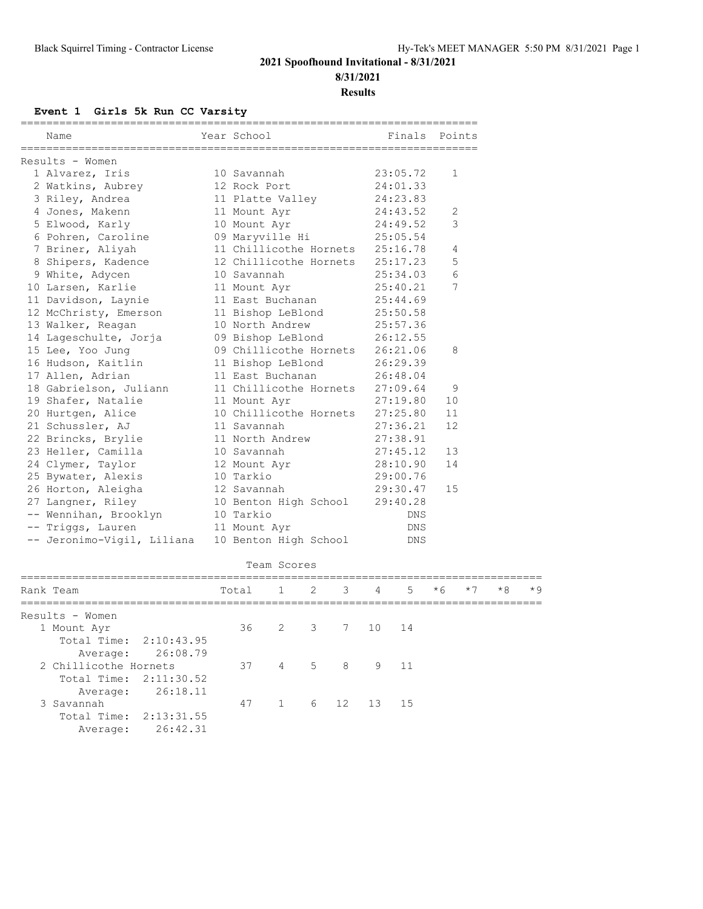**2021 Spoofhound Invitational - 8/31/2021**

**8/31/2021**

**Results**

### Event 1 Girls 5k Run CC Varsity

Results - Women

| Place | Name | Year | School | Finals | Points |
|---|---|---|---|---|---|
| 1 | Alvarez, Iris | 10 | Savannah | 23:05.72 | 1 |
| 2 | Watkins, Aubrey | 12 | Rock Port | 24:01.33 | |
| 3 | Riley, Andrea | 11 | Platte Valley | 24:23.83 | |
| 4 | Jones, Makenn | 11 | Mount Ayr | 24:43.52 | 2 |
| 5 | Elwood, Karly | 10 | Mount Ayr | 24:49.52 | 3 |
| 6 | Pohren, Caroline | 09 | Maryville Hi | 25:05.54 | |
| 7 | Briner, Aliyah | 11 | Chillicothe Hornets | 25:16.78 | 4 |
| 8 | Shipers, Kadence | 12 | Chillicothe Hornets | 25:17.23 | 5 |
| 9 | White, Adycen | 10 | Savannah | 25:34.03 | 6 |
| 10 | Larsen, Karlie | 11 | Mount Ayr | 25:40.21 | 7 |
| 11 | Davidson, Laynie | 11 | East Buchanan | 25:44.69 | |
| 12 | McChristy, Emerson | 11 | Bishop LeBlond | 25:50.58 | |
| 13 | Walker, Reagan | 10 | North Andrew | 25:57.36 | |
| 14 | Lageschulte, Jorja | 09 | Bishop LeBlond | 26:12.55 | |
| 15 | Lee, Yoo Jung | 09 | Chillicothe Hornets | 26:21.06 | 8 |
| 16 | Hudson, Kaitlin | 11 | Bishop LeBlond | 26:29.39 | |
| 17 | Allen, Adrian | 11 | East Buchanan | 26:48.04 | |
| 18 | Gabrielson, Juliann | 11 | Chillicothe Hornets | 27:09.64 | 9 |
| 19 | Shafer, Natalie | 11 | Mount Ayr | 27:19.80 | 10 |
| 20 | Hurtgen, Alice | 10 | Chillicothe Hornets | 27:25.80 | 11 |
| 21 | Schussler, AJ | 11 | Savannah | 27:36.21 | 12 |
| 22 | Brincks, Brylie | 11 | North Andrew | 27:38.91 | |
| 23 | Heller, Camilla | 10 | Savannah | 27:45.12 | 13 |
| 24 | Clymer, Taylor | 12 | Mount Ayr | 28:10.90 | 14 |
| 25 | Bywater, Alexis | 10 | Tarkio | 29:00.76 | |
| 26 | Horton, Aleigha | 12 | Savannah | 29:30.47 | 15 |
| 27 | Langner, Riley | 10 | Benton High School | 29:40.28 | |
| -- | Wennihan, Brooklyn | 10 | Tarkio | DNS | |
| -- | Triggs, Lauren | 11 | Mount Ayr | DNS | |
| -- | Jeronimo-Vigil, Liliana | 10 | Benton High School | DNS | |

Team Scores

Results - Women

| Rank | Team | Total | 1 | 2 | 3 | 4 | 5 | *6 | *7 | *8 | *9 |
|---|---|---|---|---|---|---|---|---|---|---|---|
| 1 | Mount Ayr | 36 | 2 | 3 | 7 | 10 | 14 | | | | |
| | Total Time: 2:10:43.95 | | | | | | | | | | |
| | Average: 26:08.79 | | | | | | | | | | |
| 2 | Chillicothe Hornets | 37 | 4 | 5 | 8 | 9 | 11 | | | | |
| | Total Time: 2:11:30.52 | | | | | | | | | | |
| | Average: 26:18.11 | | | | | | | | | | |
| 3 | Savannah | 47 | 1 | 6 | 12 | 13 | 15 | | | | |
| | Total Time: 2:13:31.55 | | | | | | | | | | |
| | Average: 26:42.31 | | | | | | | | | | |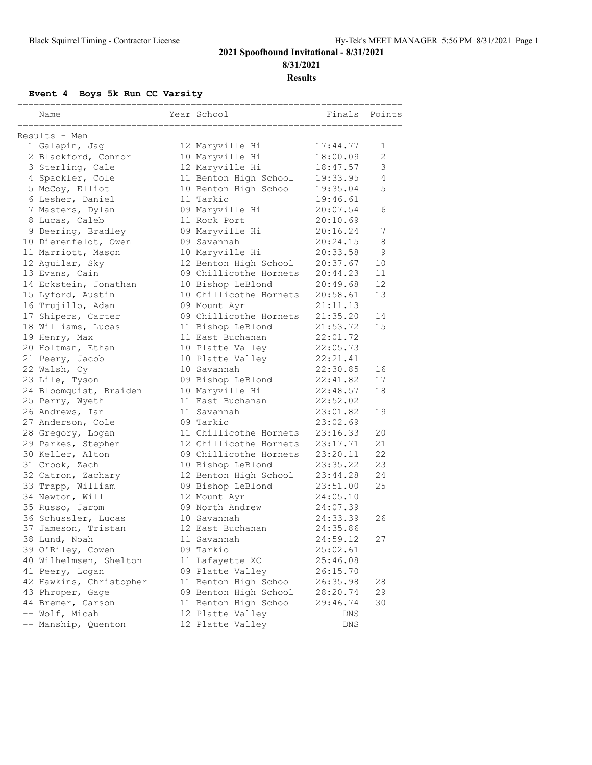## 2021 Spoofhound Invitational - 8/31/2021

**8/31/2021**

**Results**

### Event 4 Boys 5k Run CC Varsity

Results - Men

| Place | Name | Year | School | Finals | Points |
|---|---|---|---|---|---|
| 1 | Galapin, Jag | 12 | Maryville Hi | 17:44.77 | 1 |
| 2 | Blackford, Connor | 10 | Maryville Hi | 18:00.09 | 2 |
| 3 | Sterling, Cale | 12 | Maryville Hi | 18:47.57 | 3 |
| 4 | Spackler, Cole | 11 | Benton High School | 19:33.95 | 4 |
| 5 | McCoy, Elliot | 10 | Benton High School | 19:35.04 | 5 |
| 6 | Lesher, Daniel | 11 | Tarkio | 19:46.61 | |
| 7 | Masters, Dylan | 09 | Maryville Hi | 20:07.54 | 6 |
| 8 | Lucas, Caleb | 11 | Rock Port | 20:10.69 | |
| 9 | Deering, Bradley | 09 | Maryville Hi | 20:16.24 | 7 |
| 10 | Dierenfeldt, Owen | 09 | Savannah | 20:24.15 | 8 |
| 11 | Marriott, Mason | 10 | Maryville Hi | 20:33.58 | 9 |
| 12 | Aguilar, Sky | 12 | Benton High School | 20:37.67 | 10 |
| 13 | Evans, Cain | 09 | Chillicothe Hornets | 20:44.23 | 11 |
| 14 | Eckstein, Jonathan | 10 | Bishop LeBlond | 20:49.68 | 12 |
| 15 | Lyford, Austin | 10 | Chillicothe Hornets | 20:58.61 | 13 |
| 16 | Trujillo, Adan | 09 | Mount Ayr | 21:11.13 | |
| 17 | Shipers, Carter | 09 | Chillicothe Hornets | 21:35.20 | 14 |
| 18 | Williams, Lucas | 11 | Bishop LeBlond | 21:53.72 | 15 |
| 19 | Henry, Max | 11 | East Buchanan | 22:01.72 | |
| 20 | Holtman, Ethan | 10 | Platte Valley | 22:05.73 | |
| 21 | Peery, Jacob | 10 | Platte Valley | 22:21.41 | |
| 22 | Walsh, Cy | 10 | Savannah | 22:30.85 | 16 |
| 23 | Lile, Tyson | 09 | Bishop LeBlond | 22:41.82 | 17 |
| 24 | Bloomquist, Braiden | 10 | Maryville Hi | 22:48.57 | 18 |
| 25 | Perry, Wyeth | 11 | East Buchanan | 22:52.02 | |
| 26 | Andrews, Ian | 11 | Savannah | 23:01.82 | 19 |
| 27 | Anderson, Cole | 09 | Tarkio | 23:02.69 | |
| 28 | Gregory, Logan | 11 | Chillicothe Hornets | 23:16.33 | 20 |
| 29 | Parkes, Stephen | 12 | Chillicothe Hornets | 23:17.71 | 21 |
| 30 | Keller, Alton | 09 | Chillicothe Hornets | 23:20.11 | 22 |
| 31 | Crook, Zach | 10 | Bishop LeBlond | 23:35.22 | 23 |
| 32 | Catron, Zachary | 12 | Benton High School | 23:44.28 | 24 |
| 33 | Trapp, William | 09 | Bishop LeBlond | 23:51.00 | 25 |
| 34 | Newton, Will | 12 | Mount Ayr | 24:05.10 | |
| 35 | Russo, Jarom | 09 | North Andrew | 24:07.39 | |
| 36 | Schussler, Lucas | 10 | Savannah | 24:33.39 | 26 |
| 37 | Jameson, Tristan | 12 | East Buchanan | 24:35.86 | |
| 38 | Lund, Noah | 11 | Savannah | 24:59.12 | 27 |
| 39 | O'Riley, Cowen | 09 | Tarkio | 25:02.61 | |
| 40 | Wilhelmsen, Shelton | 11 | Lafayette XC | 25:46.08 | |
| 41 | Peery, Logan | 09 | Platte Valley | 26:15.70 | |
| 42 | Hawkins, Christopher | 11 | Benton High School | 26:35.98 | 28 |
| 43 | Phroper, Gage | 09 | Benton High School | 28:20.74 | 29 |
| 44 | Bremer, Carson | 11 | Benton High School | 29:46.74 | 30 |
| -- | Wolf, Micah | 12 | Platte Valley | DNS | |
| -- | Manship, Quenton | 12 | Platte Valley | DNS | |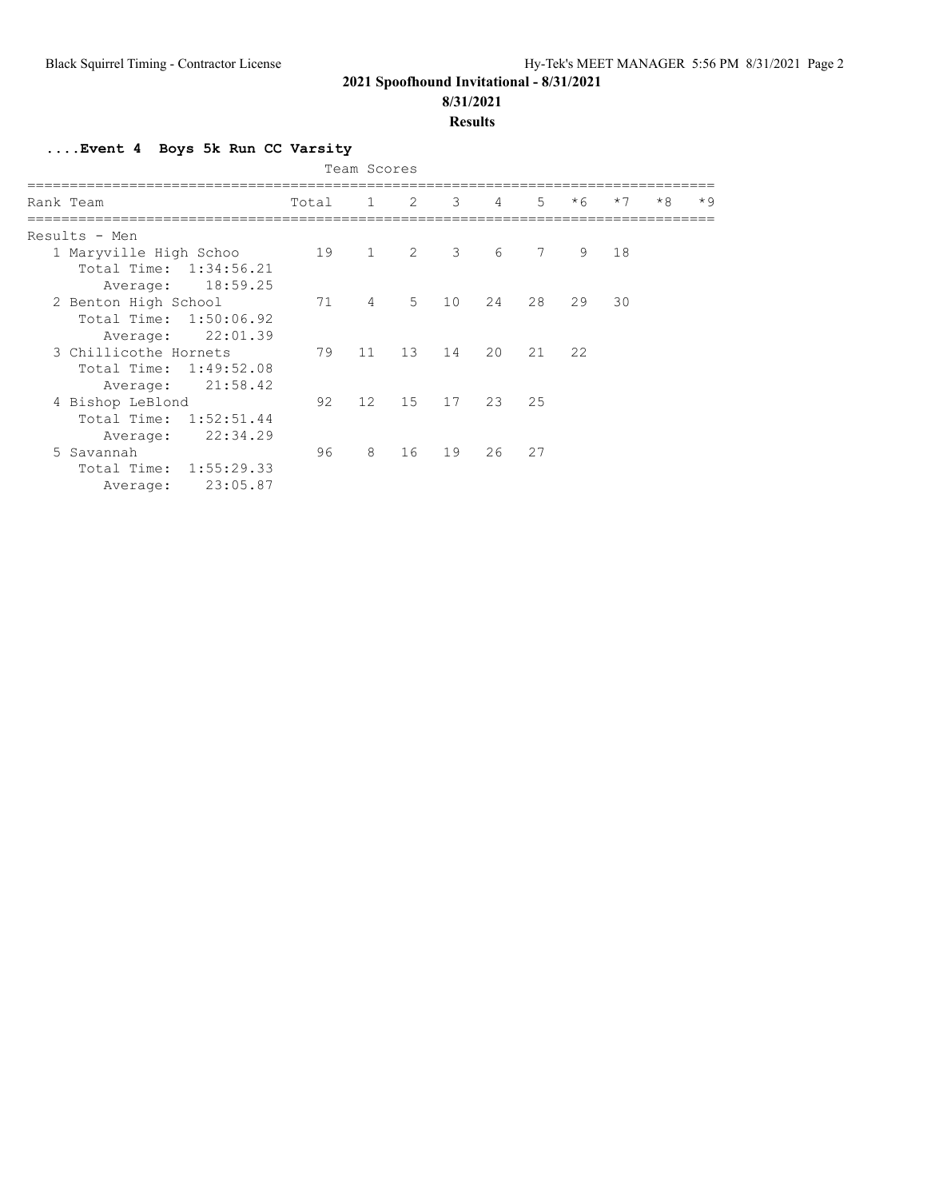**2021 Spoofhound Invitational - 8/31/2021**

**8/31/2021**

**Results**

### ....Event 4 Boys 5k Run CC Varsity

Team Scores

| Rank Team | Total | 1 | 2 | 3 | 4 | 5 | *6 | *7 | *8 | *9 |
|---|---|---|---|---|---|---|---|---|---|---|
| Results - Men | | | | | | | | | | |
| 1 Maryville High Schoo | 19 | 1 | 2 | 3 | 6 | 7 | 9 | 18 | | |
| Total Time: 1:34:56.21 | | | | | | | | | | |
| Average: 18:59.25 | | | | | | | | | | |
| 2 Benton High School | 71 | 4 | 5 | 10 | 24 | 28 | 29 | 30 | | |
| Total Time: 1:50:06.92 | | | | | | | | | | |
| Average: 22:01.39 | | | | | | | | | | |
| 3 Chillicothe Hornets | 79 | 11 | 13 | 14 | 20 | 21 | 22 | | | |
| Total Time: 1:49:52.08 | | | | | | | | | | |
| Average: 21:58.42 | | | | | | | | | | |
| 4 Bishop LeBlond | 92 | 12 | 15 | 17 | 23 | 25 | | | | |
| Total Time: 1:52:51.44 | | | | | | | | | | |
| Average: 22:34.29 | | | | | | | | | | |
| 5 Savannah | 96 | 8 | 16 | 19 | 26 | 27 | | | | |
| Total Time: 1:55:29.33 | | | | | | | | | | |
| Average: 23:05.87 | | | | | | | | | | |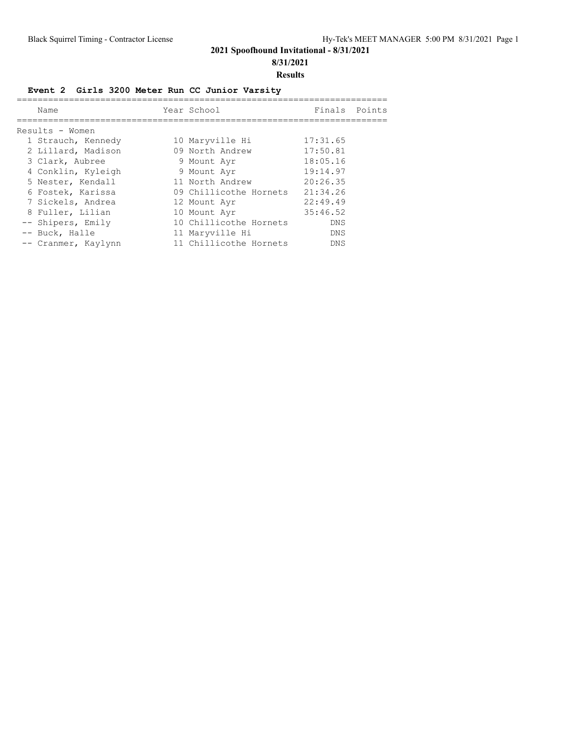**2021 Spoofhound Invitational - 8/31/2021**

**8/31/2021**

**Results**

### Event 2 Girls 3200 Meter Run CC Junior Varsity

Results - Women

| | Name | Year | School | Finals | Points |
|---|---|---|---|---|---|
| 1 | Strauch, Kennedy | 10 | Maryville Hi | 17:31.65 | |
| 2 | Lillard, Madison | 09 | North Andrew | 17:50.81 | |
| 3 | Clark, Aubree | 9 | Mount Ayr | 18:05.16 | |
| 4 | Conklin, Kyleigh | 9 | Mount Ayr | 19:14.97 | |
| 5 | Nester, Kendall | 11 | North Andrew | 20:26.35 | |
| 6 | Fostek, Karissa | 09 | Chillicothe Hornets | 21:34.26 | |
| 7 | Sickels, Andrea | 12 | Mount Ayr | 22:49.49 | |
| 8 | Fuller, Lilian | 10 | Mount Ayr | 35:46.52 | |
| -- | Shipers, Emily | 10 | Chillicothe Hornets | DNS | |
| -- | Buck, Halle | 11 | Maryville Hi | DNS | |
| -- | Cranmer, Kaylynn | 11 | Chillicothe Hornets | DNS | |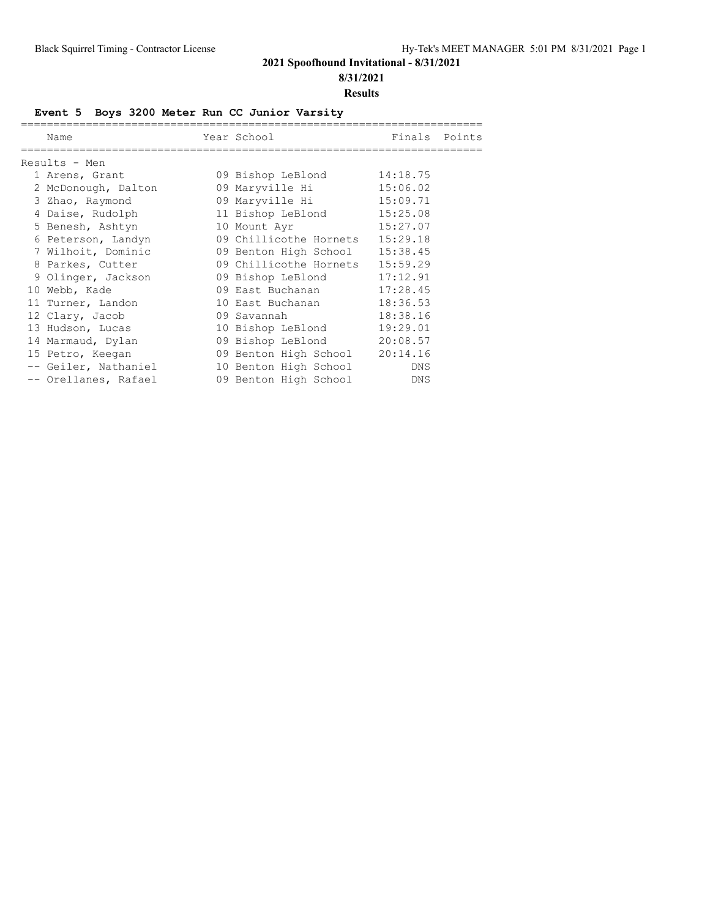# 2021 Spoofhound Invitational - 8/31/2021

**8/31/2021**

**Results**

### Event 5 Boys 3200 Meter Run CC Junior Varsity

Results - Men

| | Name | Year | School | Finals | Points |
|---|---|---|---|---|---|
| 1 | Arens, Grant | 09 | Bishop LeBlond | 14:18.75 | |
| 2 | McDonough, Dalton | 09 | Maryville Hi | 15:06.02 | |
| 3 | Zhao, Raymond | 09 | Maryville Hi | 15:09.71 | |
| 4 | Daise, Rudolph | 11 | Bishop LeBlond | 15:25.08 | |
| 5 | Benesh, Ashtyn | 10 | Mount Ayr | 15:27.07 | |
| 6 | Peterson, Landyn | 09 | Chillicothe Hornets | 15:29.18 | |
| 7 | Wilhoit, Dominic | 09 | Benton High School | 15:38.45 | |
| 8 | Parkes, Cutter | 09 | Chillicothe Hornets | 15:59.29 | |
| 9 | Olinger, Jackson | 09 | Bishop LeBlond | 17:12.91 | |
| 10 | Webb, Kade | 09 | East Buchanan | 17:28.45 | |
| 11 | Turner, Landon | 10 | East Buchanan | 18:36.53 | |
| 12 | Clary, Jacob | 09 | Savannah | 18:38.16 | |
| 13 | Hudson, Lucas | 10 | Bishop LeBlond | 19:29.01 | |
| 14 | Marmaud, Dylan | 09 | Bishop LeBlond | 20:08.57 | |
| 15 | Petro, Keegan | 09 | Benton High School | 20:14.16 | |
| -- | Geiler, Nathaniel | 10 | Benton High School | DNS | |
| -- | Orellanes, Rafael | 09 | Benton High School | DNS | |